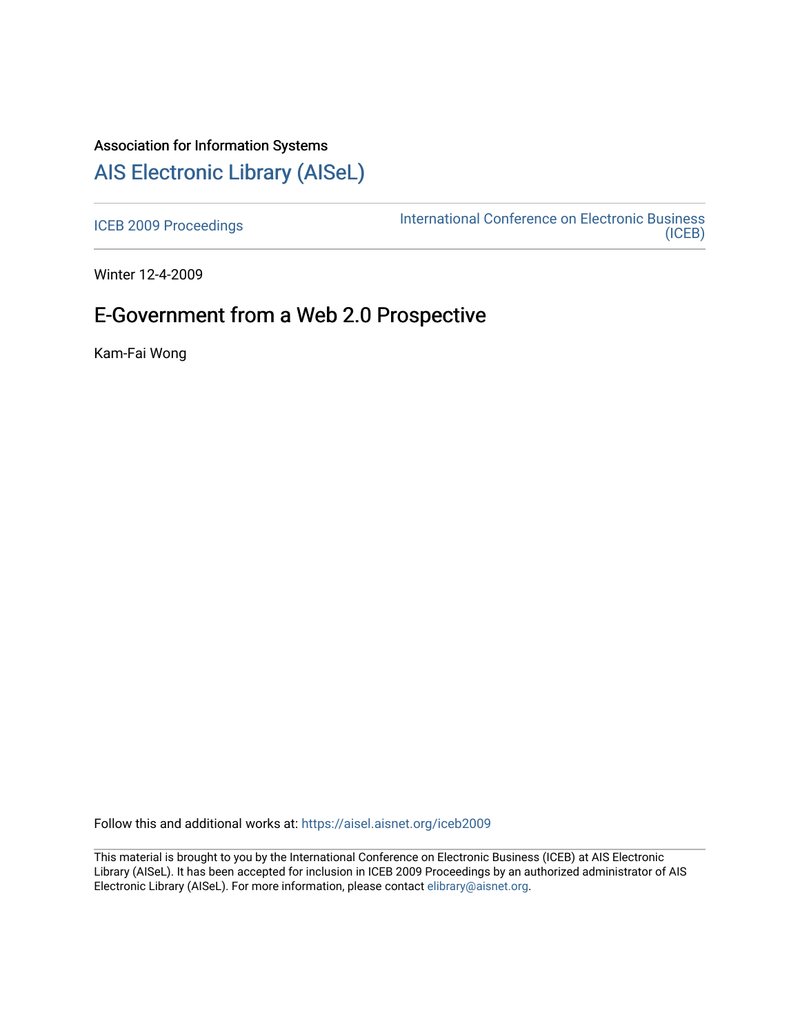Association for Information Systems

# [AIS Electronic Library (AISeL)](https://aisel.aisnet.org/)

[ICEB 2009 Proceedings](https://aisel.aisnet.org/iceb2009) | [International Conference on Electronic Business (ICEB)](https://aisel.aisnet.org/iceb)

Winter 12-4-2009

## E-Government from a Web 2.0 Prospective

Kam-Fai Wong

Follow this and additional works at: https://aisel.aisnet.org/iceb2009

This material is brought to you by the International Conference on Electronic Business (ICEB) at AIS Electronic Library (AISeL). It has been accepted for inclusion in ICEB 2009 Proceedings by an authorized administrator of AIS Electronic Library (AISeL). For more information, please contact elibrary@aisnet.org.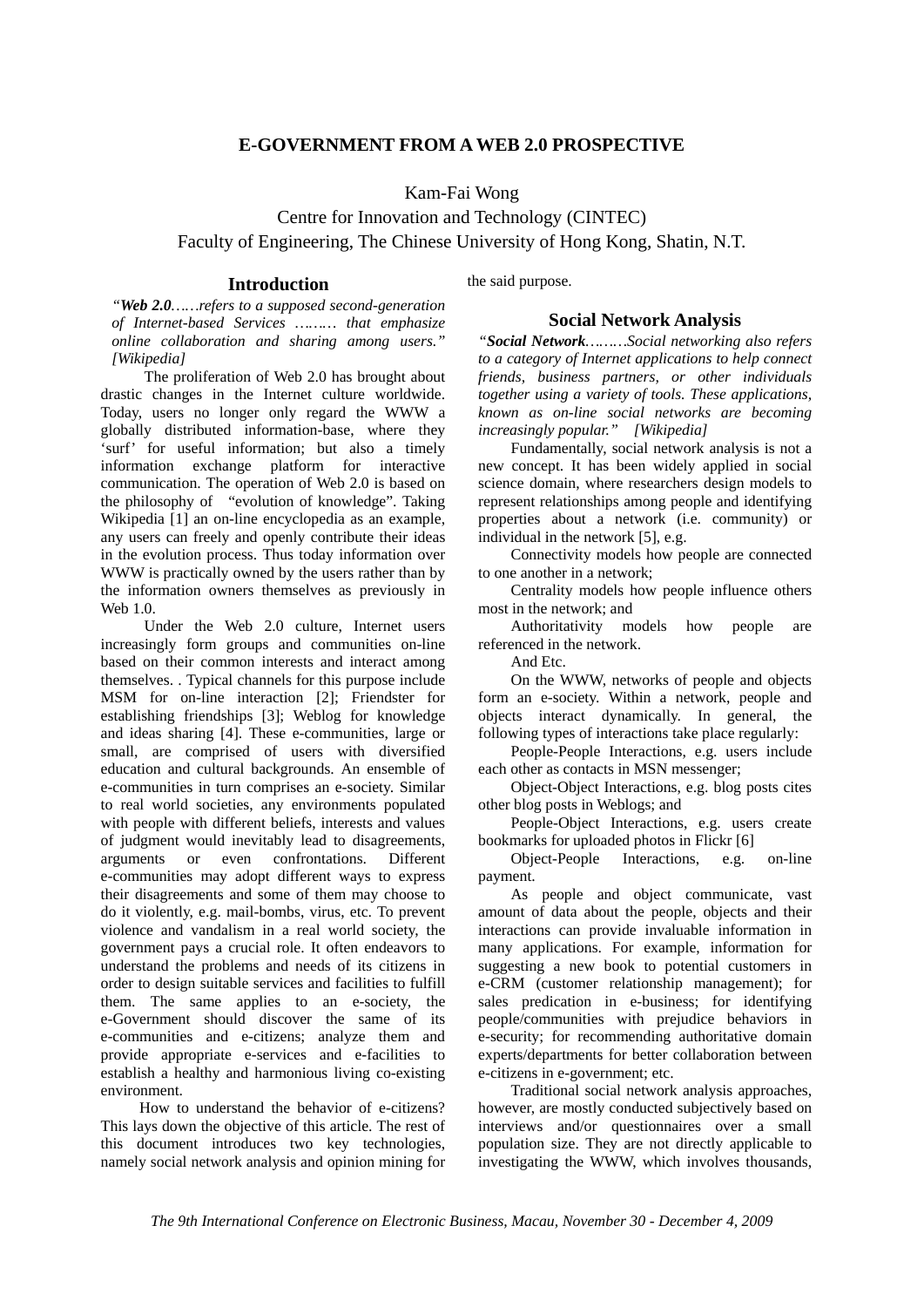**E-GOVERNMENT FROM A WEB 2.0 PROSPECTIVE**

Kam-Fai Wong

Centre for Innovation and Technology (CINTEC)
Faculty of Engineering, The Chinese University of Hong Kong, Shatin, N.T.

## Introduction

*"**Web 2.0**……refers to a supposed second-generation of Internet-based Services ……… that emphasize online collaboration and sharing among users." [Wikipedia]*

The proliferation of Web 2.0 has brought about drastic changes in the Internet culture worldwide. Today, users no longer only regard the WWW a globally distributed information-base, where they 'surf' for useful information; but also a timely information exchange platform for interactive communication. The operation of Web 2.0 is based on the philosophy of "evolution of knowledge". Taking Wikipedia [1] an on-line encyclopedia as an example, any users can freely and openly contribute their ideas in the evolution process. Thus today information over WWW is practically owned by the users rather than by the information owners themselves as previously in Web 1.0.

Under the Web 2.0 culture, Internet users increasingly form groups and communities on-line based on their common interests and interact among themselves. . Typical channels for this purpose include MSM for on-line interaction [2]; Friendster for establishing friendships [3]; Weblog for knowledge and ideas sharing [4]. These e-communities, large or small, are comprised of users with diversified education and cultural backgrounds. An ensemble of e-communities in turn comprises an e-society. Similar to real world societies, any environments populated with people with different beliefs, interests and values of judgment would inevitably lead to disagreements, arguments or even confrontations. Different e-communities may adopt different ways to express their disagreements and some of them may choose to do it violently, e.g. mail-bombs, virus, etc. To prevent violence and vandalism in a real world society, the government pays a crucial role. It often endeavors to understand the problems and needs of its citizens in order to design suitable services and facilities to fulfill them. The same applies to an e-society, the e-Government should discover the same of its e-communities and e-citizens; analyze them and provide appropriate e-services and e-facilities to establish a healthy and harmonious living co-existing environment.

How to understand the behavior of e-citizens? This lays down the objective of this article. The rest of this document introduces two key technologies, namely social network analysis and opinion mining for the said purpose.

## Social Network Analysis

*"**Social Network**………Social networking also refers to a category of Internet applications to help connect friends, business partners, or other individuals together using a variety of tools. These applications, known as on-line social networks are becoming increasingly popular." [Wikipedia]*

Fundamentally, social network analysis is not a new concept. It has been widely applied in social science domain, where researchers design models to represent relationships among people and identifying properties about a network (i.e. community) or individual in the network [5], e.g.

Connectivity models how people are connected to one another in a network;

Centrality models how people influence others most in the network; and

Authoritativity models how people are referenced in the network.

And Etc.

On the WWW, networks of people and objects form an e-society. Within a network, people and objects interact dynamically. In general, the following types of interactions take place regularly:

People-People Interactions, e.g. users include each other as contacts in MSN messenger;

Object-Object Interactions, e.g. blog posts cites other blog posts in Weblogs; and

People-Object Interactions, e.g. users create bookmarks for uploaded photos in Flickr [6]

Object-People Interactions, e.g. on-line payment.

As people and object communicate, vast amount of data about the people, objects and their interactions can provide invaluable information in many applications. For example, information for suggesting a new book to potential customers in e-CRM (customer relationship management); for sales predication in e-business; for identifying people/communities with prejudice behaviors in e-security; for recommending authoritative domain experts/departments for better collaboration between e-citizens in e-government; etc.

Traditional social network analysis approaches, however, are mostly conducted subjectively based on interviews and/or questionnaires over a small population size. They are not directly applicable to investigating the WWW, which involves thousands,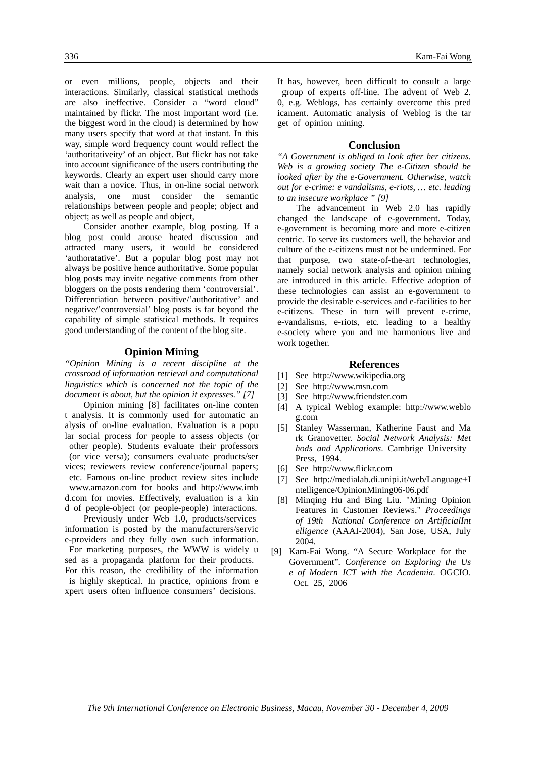or even millions, people, objects and their interactions. Similarly, classical statistical methods are also ineffective. Consider a "word cloud" maintained by flickr. The most important word (i.e. the biggest word in the cloud) is determined by how many users specify that word at that instant. In this way, simple word frequency count would reflect the 'authoritativeity' of an object. But flickr has not take into account significance of the users contributing the keywords. Clearly an expert user should carry more wait than a novice. Thus, in on-line social network analysis, one must consider the semantic relationships between people and people; object and object; as well as people and object,

Consider another example, blog posting. If a blog post could arouse heated discussion and attracted many users, it would be considered 'authoratative'. But a popular blog post may not always be positive hence authoritative. Some popular blog posts may invite negative comments from other bloggers on the posts rendering them 'controversial'. Differentiation between positive/'authoritative' and negative/'controversial' blog posts is far beyond the capability of simple statistical methods. It requires good understanding of the content of the blog site.

## Opinion Mining

*"Opinion Mining is a recent discipline at the crossroad of information retrieval and computational linguistics which is concerned not the topic of the document is about, but the opinion it expresses." [7]*

Opinion mining [8] facilitates on-line content analysis. It is commonly used for automatic analysis of on-line evaluation. Evaluation is a popular social process for people to assess objects (or other people). Students evaluate their professors (or vice versa); consumers evaluate products/services; reviewers review conference/journal papers; etc. Famous on-line product review sites include www.amazon.com for books and http://www.imbd.com for movies. Effectively, evaluation is a kind of people-object (or people-people) interactions.

Previously under Web 1.0, products/services information is posted by the manufacturers/service-providers and they fully own such information. For marketing purposes, the WWW is widely used as a propaganda platform for their products. For this reason, the credibility of the information is highly skeptical. In practice, opinions from expert users often influence consumers' decisions. It has, however, been difficult to consult a large group of experts off-line. The advent of Web 2.0, e.g. Weblogs, has certainly overcome this predicament. Automatic analysis of Weblog is the target of opinion mining.

## Conclusion

*"A Government is obliged to look after her citizens. Web is a growing society The e-Citizen should be looked after by the e-Government. Otherwise, watch out for e-crime: e vandalisms, e-riots, … etc. leading to an insecure workplace " [9]*

The advancement in Web 2.0 has rapidly changed the landscape of e-government. Today, e-government is becoming more and more e-citizen centric. To serve its customers well, the behavior and culture of the e-citizens must not be undermined. For that purpose, two state-of-the-art technologies, namely social network analysis and opinion mining are introduced in this article. Effective adoption of these technologies can assist an e-government to provide the desirable e-services and e-facilities to her e-citizens. These in turn will prevent e-crime, e-vandalisms, e-riots, etc. leading to a healthy e-society where you and me harmonious live and work together.

## References

[1] See http://www.wikipedia.org

[2] See http://www.msn.com

[3] See http://www.friendster.com

[4] A typical Weblog example: http://www.weblog.com

[5] Stanley Wasserman, Katherine Faust and Mark Granovetter. *Social Network Analysis: Methods and Applications*. Cambrige University Press, 1994.

[6] See http://www.flickr.com

[7] See http://medialab.di.unipi.it/web/Language+Intelligence/OpinionMining06-06.pdf

[8] Minqing Hu and Bing Liu. "Mining Opinion Features in Customer Reviews." *Proceedings of 19th National Conference on ArtificialIntelligence* (AAAI-2004), San Jose, USA, July 2004.

[9] Kam-Fai Wong. "A Secure Workplace for the Government". *Conference on Exploring the Use of Modern ICT with the Academia*. OGCIO. Oct. 25, 2006